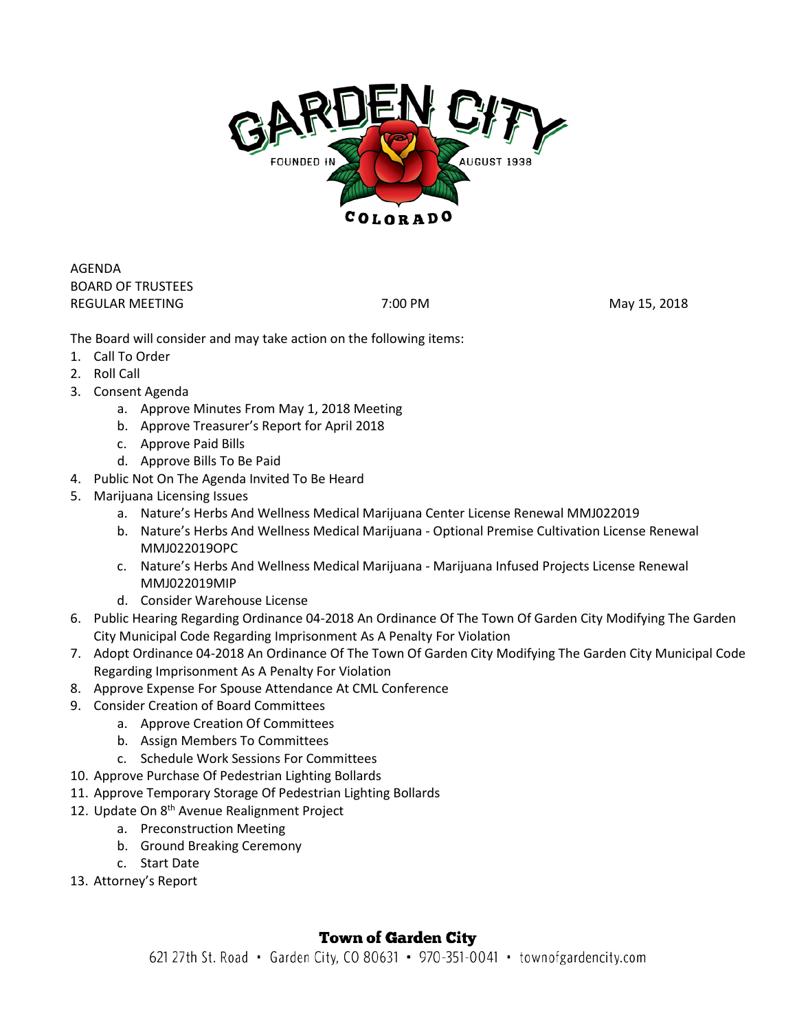# GARDEN CITY

FOUNDED IN AUGUST 1938

COLORADO

AGENDA
BOARD OF TRUSTEES
REGULAR MEETING 7:00 PM May 15, 2018

The Board will consider and may take action on the following items:

1. Call To Order
2. Roll Call
3. Consent Agenda
   a. Approve Minutes From May 1, 2018 Meeting
   b. Approve Treasurer's Report for April 2018
   c. Approve Paid Bills
   d. Approve Bills To Be Paid
4. Public Not On The Agenda Invited To Be Heard
5. Marijuana Licensing Issues
   a. Nature's Herbs And Wellness Medical Marijuana Center License Renewal MMJ022019
   b. Nature's Herbs And Wellness Medical Marijuana - Optional Premise Cultivation License Renewal MMJ022019OPC
   c. Nature's Herbs And Wellness Medical Marijuana - Marijuana Infused Projects License Renewal MMJ022019MIP
   d. Consider Warehouse License
6. Public Hearing Regarding Ordinance 04-2018 An Ordinance Of The Town Of Garden City Modifying The Garden City Municipal Code Regarding Imprisonment As A Penalty For Violation
7. Adopt Ordinance 04-2018 An Ordinance Of The Town Of Garden City Modifying The Garden City Municipal Code Regarding Imprisonment As A Penalty For Violation
8. Approve Expense For Spouse Attendance At CML Conference
9. Consider Creation of Board Committees
   a. Approve Creation Of Committees
   b. Assign Members To Committees
   c. Schedule Work Sessions For Committees
10. Approve Purchase Of Pedestrian Lighting Bollards
11. Approve Temporary Storage Of Pedestrian Lighting Bollards
12. Update On 8th Avenue Realignment Project
    a. Preconstruction Meeting
    b. Ground Breaking Ceremony
    c. Start Date
13. Attorney's Report

**Town of Garden City**
621 27th St. Road • Garden City, CO 80631 • 970-351-0041 • townofgardencity.com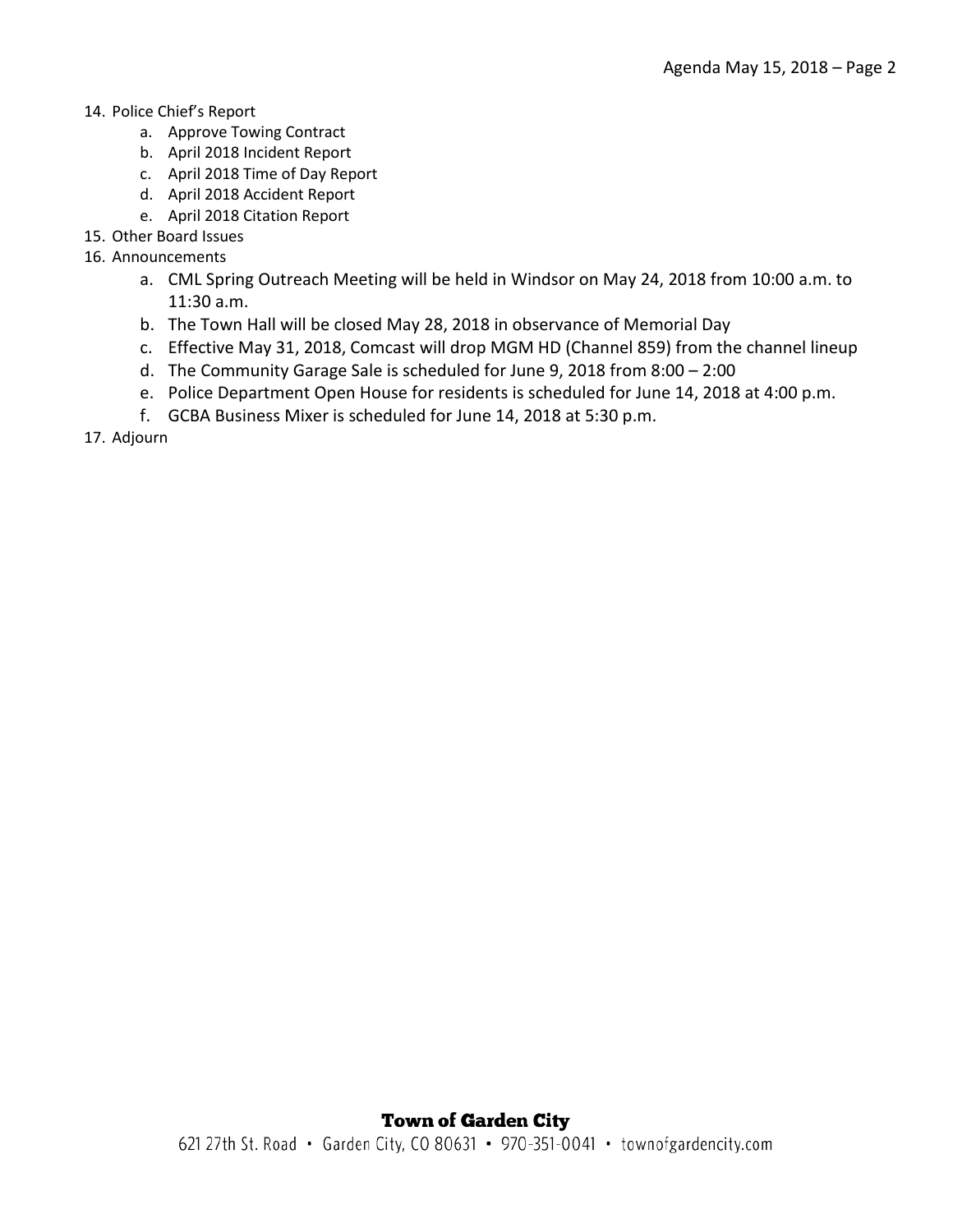14. Police Chief's Report
    a. Approve Towing Contract
    b. April 2018 Incident Report
    c. April 2018 Time of Day Report
    d. April 2018 Accident Report
    e. April 2018 Citation Report
15. Other Board Issues
16. Announcements
    a. CML Spring Outreach Meeting will be held in Windsor on May 24, 2018 from 10:00 a.m. to 11:30 a.m.
    b. The Town Hall will be closed May 28, 2018 in observance of Memorial Day
    c. Effective May 31, 2018, Comcast will drop MGM HD (Channel 859) from the channel lineup
    d. The Community Garage Sale is scheduled for June 9, 2018 from 8:00 – 2:00
    e. Police Department Open House for residents is scheduled for June 14, 2018 at 4:00 p.m.
    f. GCBA Business Mixer is scheduled for June 14, 2018 at 5:30 p.m.
17. Adjourn